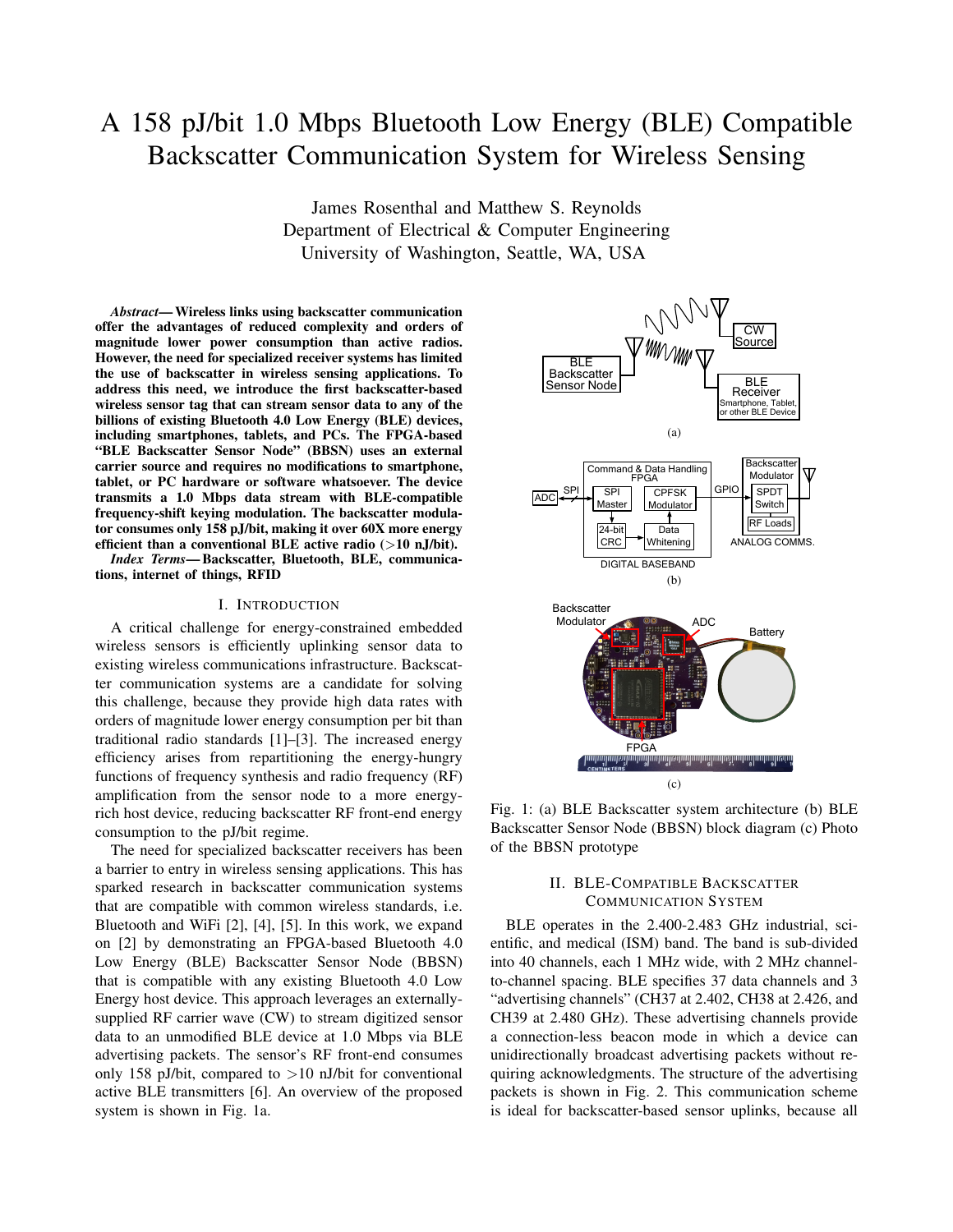# A 158 pJ/bit 1.0 Mbps Bluetooth Low Energy (BLE) Compatible Backscatter Communication System for Wireless Sensing

James Rosenthal and Matthew S. Reynolds
Department of Electrical & Computer Engineering
University of Washington, Seattle, WA, USA

***Abstract*— Wireless links using backscatter communication offer the advantages of reduced complexity and orders of magnitude lower power consumption than active radios. However, the need for specialized receiver systems has limited the use of backscatter in wireless sensing applications. To address this need, we introduce the first backscatter-based wireless sensor tag that can stream sensor data to any of the billions of existing Bluetooth 4.0 Low Energy (BLE) devices, including smartphones, tablets, and PCs. The FPGA-based "BLE Backscatter Sensor Node" (BBSN) uses an external carrier source and requires no modifications to smartphone, tablet, or PC hardware or software whatsoever. The device transmits a 1.0 Mbps data stream with BLE-compatible frequency-shift keying modulation. The backscatter modulator consumes only 158 pJ/bit, making it over 60X more energy efficient than a conventional BLE active radio (>10 nJ/bit).**

***Index Terms*— Backscatter, Bluetooth, BLE, communications, internet of things, RFID**

## I. Introduction

A critical challenge for energy-constrained embedded wireless sensors is efficiently uplinking sensor data to existing wireless communications infrastructure. Backscatter communication systems are a candidate for solving this challenge, because they provide high data rates with orders of magnitude lower energy consumption per bit than traditional radio standards [1]–[3]. The increased energy efficiency arises from repartitioning the energy-hungry functions of frequency synthesis and radio frequency (RF) amplification from the sensor node to a more energy-rich host device, reducing backscatter RF front-end energy consumption to the pJ/bit regime.

The need for specialized backscatter receivers has been a barrier to entry in wireless sensing applications. This has sparked research in backscatter communication systems that are compatible with common wireless standards, i.e. Bluetooth and WiFi [2], [4], [5]. In this work, we expand on [2] by demonstrating an FPGA-based Bluetooth 4.0 Low Energy (BLE) Backscatter Sensor Node (BBSN) that is compatible with any existing Bluetooth 4.0 Low Energy host device. This approach leverages an externally-supplied RF carrier wave (CW) to stream digitized sensor data to an unmodified BLE device at 1.0 Mbps via BLE advertising packets. The sensor's RF front-end consumes only 158 pJ/bit, compared to >10 nJ/bit for conventional active BLE transmitters [6]. An overview of the proposed system is shown in Fig. 1a.

Fig. 1: (a) BLE Backscatter system architecture (b) BLE Backscatter Sensor Node (BBSN) block diagram (c) Photo of the BBSN prototype

## II. BLE-Compatible Backscatter Communication System

BLE operates in the 2.400-2.483 GHz industrial, scientific, and medical (ISM) band. The band is sub-divided into 40 channels, each 1 MHz wide, with 2 MHz channel-to-channel spacing. BLE specifies 37 data channels and 3 "advertising channels" (CH37 at 2.402, CH38 at 2.426, and CH39 at 2.480 GHz). These advertising channels provide a connection-less beacon mode in which a device can unidirectionally broadcast advertising packets without requiring acknowledgments. The structure of the advertising packets is shown in Fig. 2. This communication scheme is ideal for backscatter-based sensor uplinks, because all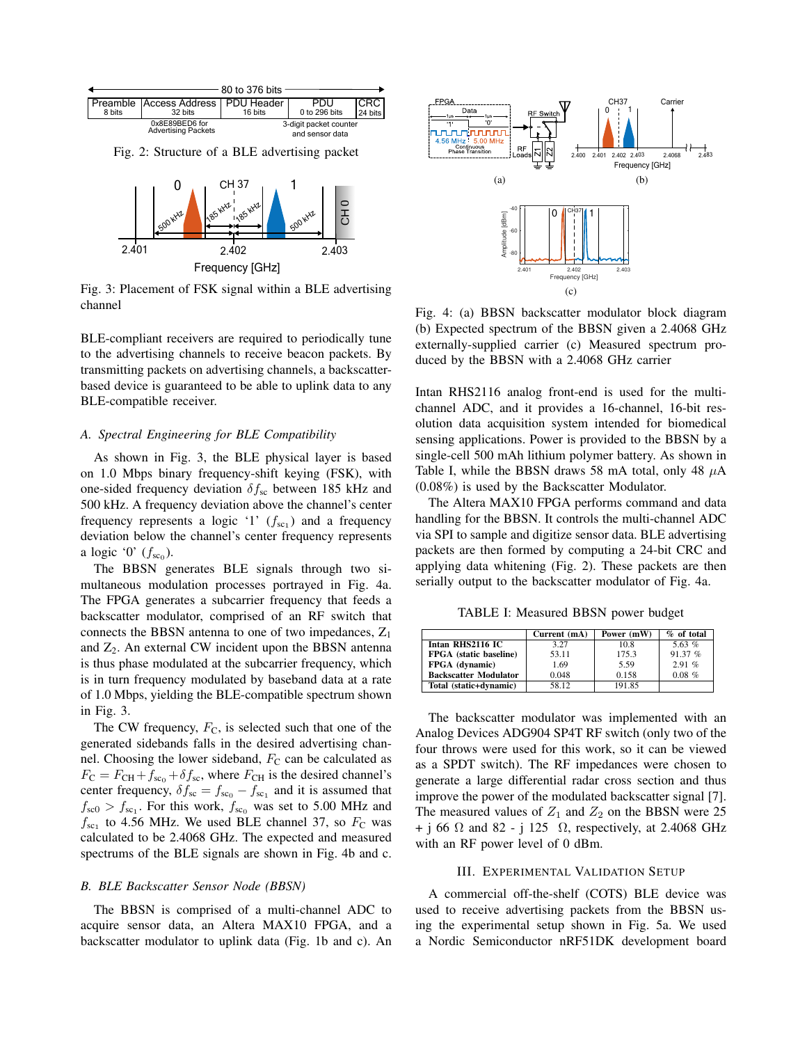Fig. 2: Structure of a BLE advertising packet

Fig. 3: Placement of FSK signal within a BLE advertising channel

BLE-compliant receivers are required to periodically tune to the advertising channels to receive beacon packets. By transmitting packets on advertising channels, a backscatter-based device is guaranteed to be able to uplink data to any BLE-compatible receiver.

### A. Spectral Engineering for BLE Compatibility

As shown in Fig. 3, the BLE physical layer is based on 1.0 Mbps binary frequency-shift keying (FSK), with one-sided frequency deviation $\delta f_{\text{sc}}$ between 185 kHz and 500 kHz. A frequency deviation above the channel's center frequency represents a logic '1' ($f_{\text{sc}_1}$) and a frequency deviation below the channel's center frequency represents a logic '0' ($f_{\text{sc}_0}$).

The BBSN generates BLE signals through two simultaneous modulation processes portrayed in Fig. 4a. The FPGA generates a subcarrier frequency that feeds a backscatter modulator, comprised of an RF switch that connects the BBSN antenna to one of two impedances, $\text{Z}_1$ and $\text{Z}_2$. An external CW incident upon the BBSN antenna is thus phase modulated at the subcarrier frequency, which is in turn frequency modulated by baseband data at a rate of 1.0 Mbps, yielding the BLE-compatible spectrum shown in Fig. 3.

The CW frequency, $F_{\text{C}}$, is selected such that one of the generated sidebands falls in the desired advertising channel. Choosing the lower sideband, $F_{\text{C}}$ can be calculated as $F_{\text{C}} = F_{\text{CH}} + f_{\text{sc}_0} + \delta f_{\text{sc}}$, where $F_{\text{CH}}$ is the desired channel's center frequency, $\delta f_{\text{sc}} = f_{\text{sc}_0} - f_{\text{sc}_1}$ and it is assumed that $f_{\text{sc}0} > f_{\text{sc}_1}$. For this work, $f_{\text{sc}_0}$ was set to 5.00 MHz and $f_{\text{sc}_1}$ to 4.56 MHz. We used BLE channel 37, so $F_{\text{C}}$ was calculated to be 2.4068 GHz. The expected and measured spectrums of the BLE signals are shown in Fig. 4b and c.

### B. BLE Backscatter Sensor Node (BBSN)

The BBSN is comprised of a multi-channel ADC to acquire sensor data, an Altera MAX10 FPGA, and a backscatter modulator to uplink data (Fig. 1b and c). An

Fig. 4: (a) BBSN backscatter modulator block diagram (b) Expected spectrum of the BBSN given a 2.4068 GHz externally-supplied carrier (c) Measured spectrum produced by the BBSN with a 2.4068 GHz carrier

Intan RHS2116 analog front-end is used for the multi-channel ADC, and it provides a 16-channel, 16-bit resolution data acquisition system intended for biomedical sensing applications. Power is provided to the BBSN by a single-cell 500 mAh lithium polymer battery. As shown in Table I, while the BBSN draws 58 mA total, only 48 $\mu$A (0.08%) is used by the Backscatter Modulator.

The Altera MAX10 FPGA performs command and data handling for the BBSN. It controls the multi-channel ADC via SPI to sample and digitize sensor data. BLE advertising packets are then formed by computing a 24-bit CRC and applying data whitening (Fig. 2). These packets are then serially output to the backscatter modulator of Fig. 4a.

TABLE I: Measured BBSN power budget

| | Current (mA) | Power (mW) | % of total |
|---|---|---|---|
| **Intan RHS2116 IC** | 3.27 | 10.8 | 5.63 % |
| **FPGA (static baseline)** | 53.11 | 175.3 | 91.37 % |
| **FPGA (dynamic)** | 1.69 | 5.59 | 2.91 % |
| **Backscatter Modulator** | 0.048 | 0.158 | 0.08 % |
| **Total (static+dynamic)** | 58.12 | 191.85 | |

The backscatter modulator was implemented with an Analog Devices ADG904 SP4T RF switch (only two of the four throws were used for this work, so it can be viewed as a SPDT switch). The RF impedances were chosen to generate a large differential radar cross section and thus improve the power of the modulated backscatter signal [7]. The measured values of $Z_1$ and $Z_2$ on the BBSN were 25 + j 66 $\Omega$ and 82 - j 125 $\Omega$, respectively, at 2.4068 GHz with an RF power level of 0 dBm.

## III. Experimental Validation Setup

A commercial off-the-shelf (COTS) BLE device was used to receive advertising packets from the BBSN using the experimental setup shown in Fig. 5a. We used a Nordic Semiconductor nRF51DK development board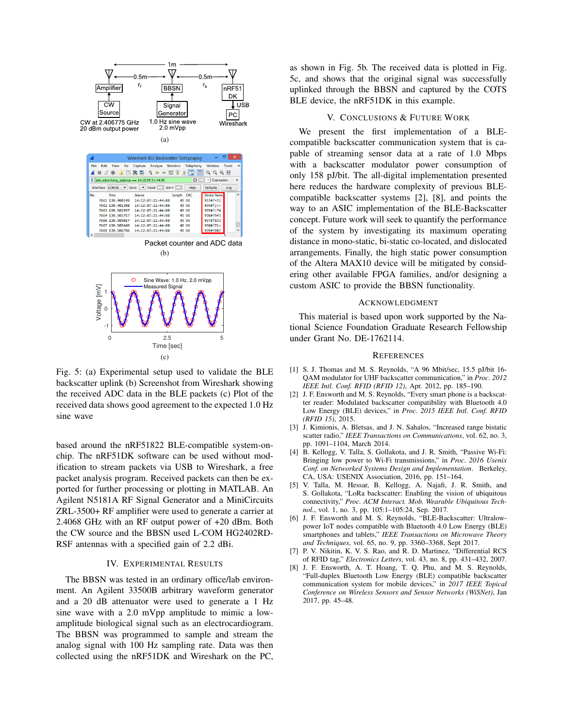1m

Amplifier — 0.5m — BBSN — 0.5m — nRF51 DK

$r_f$ $r_b$

CW Source

Signal Generator

USB

PC

CW at 2.406775 GHz
20 dBm output power

1.0 Hz sine wave
2.0 mVpp

Wireshark

(a)

Packet counter and ADC data

(b)

Sine Wave: 1.0 Hz, 2.0 mVpp
Measured Signal

Voltage [mV]

1
0
-1

0
2.5
5

Time [sec]

(c)

Fig. 5: (a) Experimental setup used to validate the BLE backscatter uplink (b) Screenshot from Wireshark showing the received ADC data in the BLE packets (c) Plot of the received data shows good agreement to the expected 1.0 Hz sine wave

based around the nRF51822 BLE-compatible system-on-chip. The nRF51DK software can be used without modification to stream packets via USB to Wireshark, a free packet analysis program. Received packets can then be exported for further processing or plotting in MATLAB. An Agilent N5181A RF Signal Generator and a MiniCircuits ZRL-3500+ RF amplifier were used to generate a carrier at 2.4068 GHz with an RF output power of +20 dBm. Both the CW source and the BBSN used L-COM HG2402RD-RSF antennas with a specified gain of 2.2 dBi.

## IV. Experimental Results

The BBSN was tested in an ordinary office/lab environment. An Agilent 33500B arbitrary waveform generator and a 20 dB attenuator were used to generate a 1 Hz sine wave with a 2.0 mVpp amplitude to mimic a low-amplitude biological signal such as an electrocardiogram. The BBSN was programmed to sample and stream the analog signal with 100 Hz sampling rate. Data was then collected using the nRF51DK and Wireshark on the PC, as shown in Fig. 5b. The received data is plotted in Fig. 5c, and shows that the original signal was successfully uplinked through the BBSN and captured by the COTS BLE device, the nRF51DK in this example.

## V. Conclusions & Future Work

We present the first implementation of a BLE-compatible backscatter communication system that is capable of streaming sensor data at a rate of 1.0 Mbps with a backscatter modulator power consumption of only 158 pJ/bit. The all-digital implementation presented here reduces the hardware complexity of previous BLE-compatible backscatter systems [2], [8], and points the way to an ASIC implementation of the BLE-Backscatter concept. Future work will seek to quantify the performance of the system by investigating its maximum operating distance in mono-static, bi-static co-located, and dislocated arrangements. Finally, the high static power consumption of the Altera MAX10 device will be mitigated by considering other available FPGA families, and/or designing a custom ASIC to provide the BBSN functionality.

## Acknowledgment

This material is based upon work supported by the National Science Foundation Graduate Research Fellowship under Grant No. DE-1762114.

## References

[1] S. J. Thomas and M. S. Reynolds, "A 96 Mbit/sec, 15.5 pJ/bit 16-QAM modulator for UHF backscatter communication," in *Proc. 2012 IEEE Intl. Conf. RFID (RFID 12)*, Apr. 2012, pp. 185–190.

[2] J. F. Ensworth and M. S. Reynolds, "Every smart phone is a backscatter reader: Modulated backscatter compatibility with Bluetooth 4.0 Low Energy (BLE) devices," in *Proc. 2015 IEEE Intl. Conf. RFID (RFID 15)*, 2015.

[3] J. Kimionis, A. Bletsas, and J. N. Sahalos, "Increased range bistatic scatter radio," *IEEE Transactions on Communications*, vol. 62, no. 3, pp. 1091–1104, March 2014.

[4] B. Kellogg, V. Talla, S. Gollakota, and J. R. Smith, "Passive Wi-Fi: Bringing low power to Wi-Fi transmissions," in *Proc. 2016 Usenix Conf. on Networked Systems Design and Implementation*. Berkeley, CA, USA: USENIX Association, 2016, pp. 151–164.

[5] V. Talla, M. Hessar, B. Kellogg, A. Najafi, J. R. Smith, and S. Gollakota, "LoRa backscatter: Enabling the vision of ubiquitous connectivity," *Proc. ACM Interact. Mob. Wearable Ubiquitous Technol.*, vol. 1, no. 3, pp. 105:1–105:24, Sep. 2017.

[6] J. F. Ensworth and M. S. Reynolds, "BLE-Backscatter: Ultralow-power IoT nodes compatible with Bluetooth 4.0 Low Energy (BLE) smartphones and tablets," *IEEE Transactions on Microwave Theory and Techniques*, vol. 65, no. 9, pp. 3360–3368, Sept 2017.

[7] P. V. Nikitin, K. V. S. Rao, and R. D. Martinez, "Differential RCS of RFID tag," *Electronics Letters*, vol. 43, no. 8, pp. 431–432, 2007.

[8] J. F. Ensworth, A. T. Hoang, T. Q. Phu, and M. S. Reynolds, "Full-duplex Bluetooth Low Energy (BLE) compatible backscatter communication system for mobile devices," in *2017 IEEE Topical Conference on Wireless Sensors and Sensor Networks (WiSNet)*, Jan 2017, pp. 45–48.